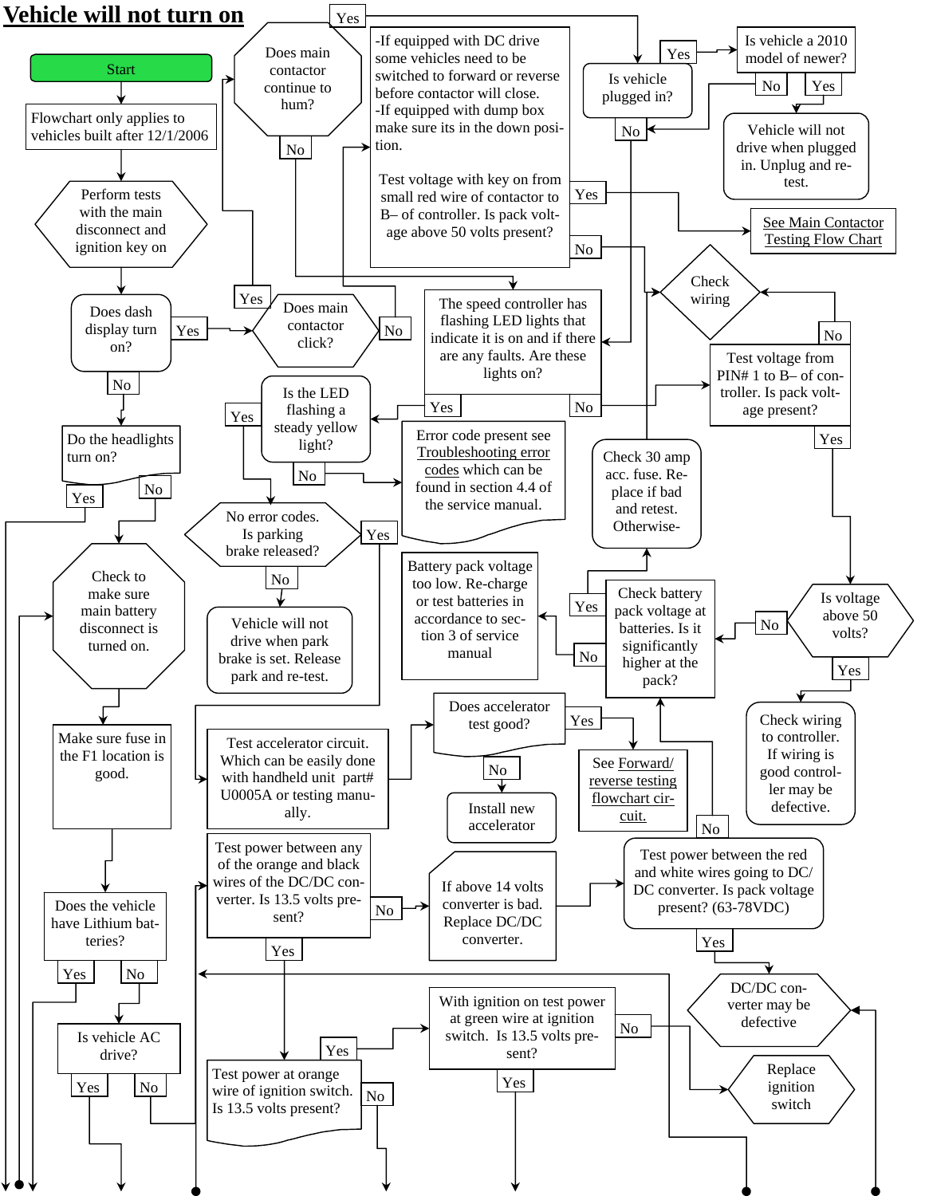# Vehicle will not turn on

Start

Flowchart only applies to vehicles built after 12/1/2006

Perform tests with the main disconnect and ignition key on

Does dash display turn on?

Yes

No

Does main contactor click?

Yes

No

Does main contactor continue to hum?

Yes

No

-If equipped with DC drive some vehicles need to be switched to forward or reverse before contactor will close.
-If equipped with dump box make sure its in the down position.

Test voltage with key on from small red wire of contactor to B– of controller. Is pack voltage above 50 volts present?

Yes

No

See Main Contactor Testing Flow Chart

Is vehicle plugged in?

Yes

No

Is vehicle a 2010 model of newer?

No

Yes

Vehicle will not drive when plugged in. Unplug and retest.

Check wiring

No

Test voltage from PIN# 1 to B– of controller. Is pack voltage present?

Yes

Is voltage above 50 volts?

No

Yes

Check wiring to controller. If wiring is good controller may be defective.

The speed controller has flashing LED lights that indicate it is on and if there are any faults. Are these lights on?

Yes

No

Is the LED flashing a steady yellow light?

Yes

No

Error code present see Troubleshooting error codes which can be found in section 4.4 of the service manual.

Check 30 amp acc. fuse. Replace if bad and retest. Otherwise-

Check battery pack voltage at batteries. Is it significantly higher at the pack?

Yes

No

Battery pack voltage too low. Re-charge or test batteries in accordance to section 3 of service manual

No error codes. Is parking brake released?

Yes

No

Vehicle will not drive when park brake is set. Release park and re-test.

Do the headlights turn on?

Yes

No

Check to make sure main battery disconnect is turned on.

Make sure fuse in the F1 location is good.

Does the vehicle have Lithium batteries?

Yes

No

Is vehicle AC drive?

Yes

No

Test accelerator circuit. Which can be easily done with handheld unit part# U0005A or testing manually.

Does accelerator test good?

Yes

No

See Forward/reverse testing flowchart circuit.

Install new accelerator

Test power between any of the orange and black wires of the DC/DC converter. Is 13.5 volts present?

Yes

No

If above 14 volts converter is bad. Replace DC/DC converter.

Test power between the red and white wires going to DC/DC converter. Is pack voltage present? (63-78VDC)

No

Yes

DC/DC converter may be defective

Test power at orange wire of ignition switch. Is 13.5 volts present?

Yes

No

With ignition on test power at green wire at ignition switch. Is 13.5 volts present?

No

Yes

Replace ignition switch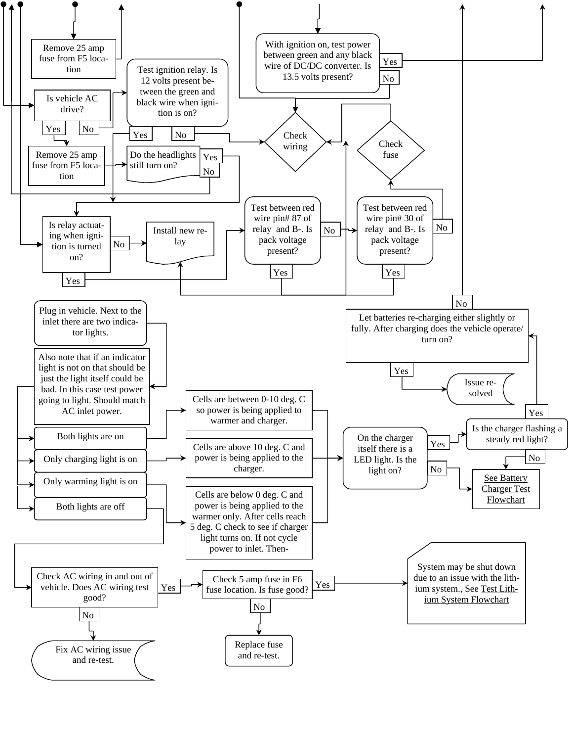Remove 25 amp fuse from F5 location

Is vehicle AC drive?

Yes

No

Remove 25 amp fuse from F5 location

Test ignition relay. Is 12 volts present between the green and black wire when ignition is on?

Yes

No

Do the headlights still turn on?

Yes

No

With ignition on, test power between green and any black wire of DC/DC converter. Is 13.5 volts present?

Yes

No

Check wiring

Check fuse

Is relay actuating when ignition is turned on?

No

Yes

Install new relay

Test between red wire pin# 87 of relay and B-. Is pack voltage present?

No

Yes

Test between red wire pin# 30 of relay and B-. Is pack voltage present?

No

Yes

No

Let batteries re-charging either slightly or fully. After charging does the vehicle operate/ turn on?

Yes

Issue resolved

Plug in vehicle. Next to the inlet there are two indicator lights.

Also note that if an indicator light is not on that should be just the light itself could be bad. In this case test power going to light. Should match AC inlet power.

Both lights are on

Only charging light is on

Only warming light is on

Both lights are off

Cells are between 0-10 deg. C so power is being applied to warmer and charger.

Cells are above 10 deg. C and power is being applied to the charger.

Cells are below 0 deg. C and power is being applied to the warmer only. After cells reach 5 deg. C check to see if charger light turns on. If not cycle power to inlet. Then-

On the charger itself there is a LED light. Is the light on?

Yes

No

Is the charger flashing a steady red light?

Yes

No

See Battery Charger Test Flowchart

Check AC wiring in and out of vehicle. Does AC wiring test good?

Yes

No

Fix AC wiring issue and re-test.

Check 5 amp fuse in F6 fuse location. Is fuse good?

Yes

No

Replace fuse and re-test.

System may be shut down due to an issue with the lithium system., See Test Lithium System Flowchart